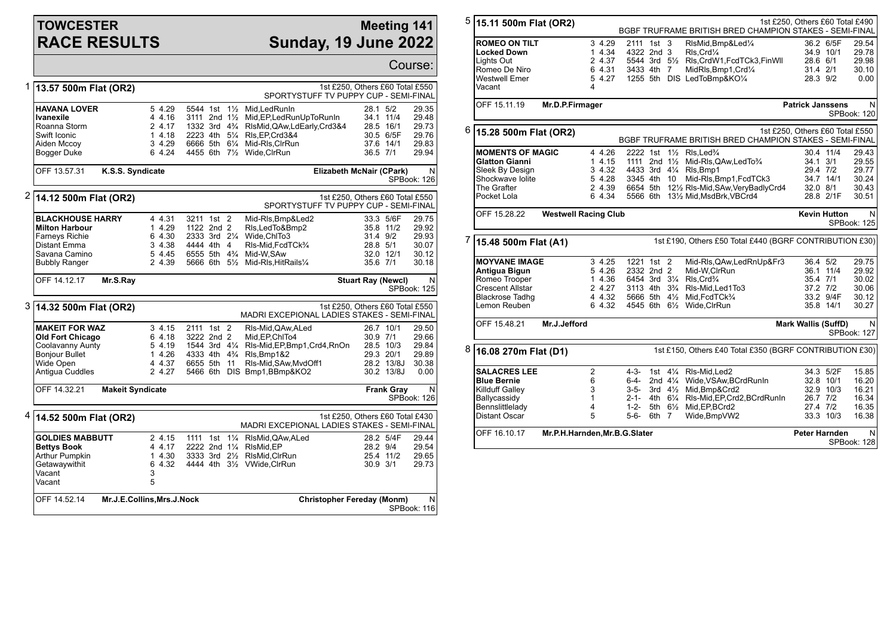# TOWCESTER RACE RESULTS

## Meeting 141
## Sunday, 19 June 2022

Course:

### 1 13.57 500m Flat (OR2)

1st £250, Others £60 Total £550
SPORTSTUFF TV PUPPY CUP - SEMI-FINAL

| Greyhound | Trap | Sect | Bends | Pos | Dist | Remarks | Wt | SP | Time |
|---|---|---|---|---|---|---|---|---|---|
| **HAVANA LOVER** | 5 | 4.29 | 5544 | 1st | 1½ | Mid,LedRunIn | 28.1 | 5/2 | 29.35 |
| **Ivanexile** | 4 | 4.16 | 3111 | 2nd | 1½ | Mid,EP,LedRunUpToRunIn | 34.1 | 11/4 | 29.48 |
| Roanna Storm | 2 | 4.17 | 1332 | 3rd | 4¾ | RlsMid,QAw,LdEarly,Crd3&4 | 28.5 | 16/1 | 29.73 |
| Swift Iconic | 1 | 4.18 | 2223 | 4th | 5¼ | Rls,EP,Crd3&4 | 30.5 | 6/5F | 29.76 |
| Aiden Mccoy | 3 | 4.29 | 6666 | 5th | 6¼ | Mid-Rls,ClrRun | 37.6 | 14/1 | 29.83 |
| Bogger Duke | 6 | 4.24 | 4455 | 6th | 7½ | Wide,ClrRun | 36.5 | 7/1 | 29.94 |

OFF 13.57.31 K.S.S. Syndicate — Elizabeth McNair (CPark) N — SPBook: 126

### 2 14.12 500m Flat (OR2)

1st £250, Others £60 Total £550
SPORTSTUFF TV PUPPY CUP - SEMI-FINAL

| Greyhound | Trap | Sect | Bends | Pos | Dist | Remarks | Wt | SP | Time |
|---|---|---|---|---|---|---|---|---|---|
| **BLACKHOUSE HARRY** | 4 | 4.31 | 3211 | 1st | 2 | Mid-Rls,Bmp&Led2 | 33.3 | 5/6F | 29.75 |
| **Milton Harbour** | 1 | 4.29 | 1122 | 2nd | 2 | Rls,LedTo&Bmp2 | 35.8 | 11/2 | 29.92 |
| Farneys Richie | 6 | 4.30 | 2333 | 3rd | 2¼ | Wide,ChlTo3 | 31.4 | 9/2 | 29.93 |
| Distant Emma | 3 | 4.38 | 4444 | 4th | 4 | Rls-Mid,FcdTCk¾ | 28.8 | 5/1 | 30.07 |
| Savana Camino | 5 | 4.45 | 6555 | 5th | 4¾ | Mid-W,SAw | 32.0 | 12/1 | 30.12 |
| Bubbly Ranger | 2 | 4.39 | 5666 | 6th | 5½ | Mid-Rls,HitRails¼ | 35.6 | 7/1 | 30.18 |

OFF 14.12.17 Mr.S.Ray — Stuart Ray (Newcl) N — SPBook: 125

### 3 14.32 500m Flat (OR2)

1st £250, Others £60 Total £550
MADRI EXCEPIONAL LADIES STAKES - SEMI-FINAL

| Greyhound | Trap | Sect | Bends | Pos | Dist | Remarks | Wt | SP | Time |
|---|---|---|---|---|---|---|---|---|---|
| **MAKEIT FOR WAZ** | 3 | 4.15 | 2111 | 1st | 2 | Rls-Mid,QAw,ALed | 26.7 | 10/1 | 29.50 |
| **Old Fort Chicago** | 6 | 4.18 | 3222 | 2nd | 2 | Mid,EP,ChlTo4 | 30.9 | 7/1 | 29.66 |
| Coolavanny Aunty | 5 | 4.19 | 1544 | 3rd | 4¼ | Rls-Mid,EP,Bmp1,Crd4,RnOn | 28.5 | 10/3 | 29.84 |
| Bonjour Bullet | 1 | 4.26 | 4333 | 4th | 4¾ | Rls,Bmp1&2 | 29.3 | 20/1 | 29.89 |
| Wide Open | 4 | 4.37 | 6655 | 5th | 11 | Rls-Mid,SAw,MvdOff1 | 28.2 | 13/8J | 30.38 |
| Antigua Cuddles | 2 | 4.27 | 5466 | 6th | DIS | Bmp1,BBmp&KO2 | 30.2 | 13/8J | 0.00 |

OFF 14.32.21 Makeit Syndicate — Frank Gray N — SPBook: 126

### 4 14.52 500m Flat (OR2)

1st £250, Others £60 Total £430
MADRI EXCEPIONAL LADIES STAKES - SEMI-FINAL

| Greyhound | Trap | Sect | Bends | Pos | Dist | Remarks | Wt | SP | Time |
|---|---|---|---|---|---|---|---|---|---|
| **GOLDIES MABBUTT** | 2 | 4.15 | 1111 | 1st | 1¼ | RlsMid,QAw,ALed | 28.2 | 5/4F | 29.44 |
| **Bettys Book** | 4 | 4.17 | 2222 | 2nd | 1¼ | RlsMid,EP | 28.2 | 9/4 | 29.54 |
| Arthur Pumpkin | 1 | 4.30 | 3333 | 3rd | 2½ | RlsMid,ClrRun | 25.4 | 11/2 | 29.65 |
| Getawaywithit | 6 | 4.32 | 4444 | 4th | 3½ | VWide,ClrRun | 30.9 | 3/1 | 29.73 |
| Vacant | 3 | | | | | | | | |
| Vacant | 5 | | | | | | | | |

OFF 14.52.14 Mr.J.E.Collins,Mrs.J.Nock — Christopher Fereday (Monm) N — SPBook: 116

### 5 15.11 500m Flat (OR2)

1st £250, Others £60 Total £490
BGBF TRUFRAME BRITISH BRED CHAMPION STAKES - SEMI-FINAL

| Greyhound | Trap | Sect | Bends | Pos | Dist | Remarks | Wt | SP | Time |
|---|---|---|---|---|---|---|---|---|---|
| **ROMEO ON TILT** | 3 | 4.29 | 2111 | 1st | 3 | RlsMid,Bmp&Led¼ | 36.2 | 6/5F | 29.54 |
| **Locked Down** | 1 | 4.34 | 4322 | 2nd | 3 | Rls,Crd¼ | 34.9 | 10/1 | 29.78 |
| Lights Out | 2 | 4.37 | 5544 | 3rd | 5½ | Rls,CrdW1,FcdTCk3,FinWll | 28.6 | 6/1 | 29.98 |
| Romeo De Niro | 6 | 4.31 | 3433 | 4th | 7 | MidRls,Bmp1,Crd¼ | 31.4 | 2/1 | 30.10 |
| Westwell Emer | 5 | 4.27 | 1255 | 5th | DIS | LedToBmp&KO¼ | 28.3 | 9/2 | 0.00 |
| Vacant | 4 | | | | | | | | |

OFF 15.11.19 Mr.D.P.Firmager — Patrick Janssens N — SPBook: 120

### 6 15.28 500m Flat (OR2)

1st £250, Others £60 Total £550
BGBF TRUFRAME BRITISH BRED CHAMPION STAKES - SEMI-FINAL

| Greyhound | Trap | Sect | Bends | Pos | Dist | Remarks | Wt | SP | Time |
|---|---|---|---|---|---|---|---|---|---|
| **MOMENTS OF MAGIC** | 4 | 4.26 | 2222 | 1st | 1½ | Rls,Led¾ | 30.4 | 11/4 | 29.43 |
| **Glatton Gianni** | 1 | 4.15 | 1111 | 2nd | 1½ | Mid-Rls,QAw,LedTo¾ | 34.1 | 3/1 | 29.55 |
| Sleek By Design | 3 | 4.32 | 4433 | 3rd | 4¼ | Rls,Bmp1 | 29.4 | 7/2 | 29.77 |
| Shockwave Iolite | 5 | 4.28 | 3345 | 4th | 10 | Mid-Rls,Bmp1,FcdTCk3 | 34.7 | 14/1 | 30.24 |
| The Grafter | 2 | 4.39 | 6654 | 5th | 12½ | Rls-Mid,SAw,VeryBadlyCrd4 | 32.0 | 8/1 | 30.43 |
| Pocket Lola | 6 | 4.34 | 5566 | 6th | 13½ | Mid,MsdBrk,VBCrd4 | 28.8 | 2/1F | 30.51 |

OFF 15.28.22 Westwell Racing Club — Kevin Hutton N — SPBook: 125

### 7 15.48 500m Flat (A1)

1st £190, Others £50 Total £440 (BGRF CONTRIBUTION £30)

| Greyhound | Trap | Sect | Bends | Pos | Dist | Remarks | Wt | SP | Time |
|---|---|---|---|---|---|---|---|---|---|
| **MOYVANE IMAGE** | 3 | 4.25 | 1221 | 1st | 2 | Mid-Rls,QAw,LedRnUp&Fr3 | 36.4 | 5/2 | 29.75 |
| **Antigua Bigun** | 5 | 4.26 | 2332 | 2nd | 2 | Mid-W,ClrRun | 36.1 | 11/4 | 29.92 |
| Romeo Trooper | 1 | 4.36 | 6454 | 3rd | 3¼ | Rls,Crd¾ | 35.4 | 7/1 | 30.02 |
| Crescent Allstar | 2 | 4.27 | 3113 | 4th | 3¾ | Rls-Mid,Led1To3 | 37.2 | 7/2 | 30.06 |
| Blackrose Tadhg | 4 | 4.32 | 5666 | 5th | 4½ | Mid,FcdTCk¾ | 33.2 | 9/4F | 30.12 |
| Lemon Reuben | 6 | 4.32 | 4545 | 6th | 6½ | Wide,ClrRun | 35.8 | 14/1 | 30.27 |

OFF 15.48.21 Mr.J.Jefford — Mark Wallis (SuffD) N — SPBook: 127

### 8 16.08 270m Flat (D1)

1st £150, Others £40 Total £350 (BGRF CONTRIBUTION £30)

| Greyhound | Trap | Bends | Pos | Dist | Remarks | Wt | SP | Time |
|---|---|---|---|---|---|---|---|---|
| **SALACRES LEE** | 2 | 4-3- | 1st | 4¼ | Rls-Mid,Led2 | 34.3 | 5/2F | 15.85 |
| **Blue Bernie** | 6 | 6-4- | 2nd | 4¼ | Wide,VSAw,BCrdRunIn | 32.8 | 10/1 | 16.20 |
| Killduff Galley | 3 | 3-5- | 3rd | 4½ | Mid,Bmp&Crd2 | 32.9 | 10/3 | 16.21 |
| Ballycassidy | 1 | 2-1- | 4th | 6¼ | Rls-Mid,EP,Crd2,BCrdRunIn | 26.7 | 7/2 | 16.34 |
| Bennslittlelady | 4 | 1-2- | 5th | 6½ | Mid,EP,BCrd2 | 27.4 | 7/2 | 16.35 |
| Distant Oscar | 5 | 5-6- | 6th | 7 | Wide,BmpVW2 | 33.3 | 10/3 | 16.38 |

OFF 16.10.17 Mr.P.H.Harnden,Mr.B.G.Slater — Peter Harnden N — SPBook: 128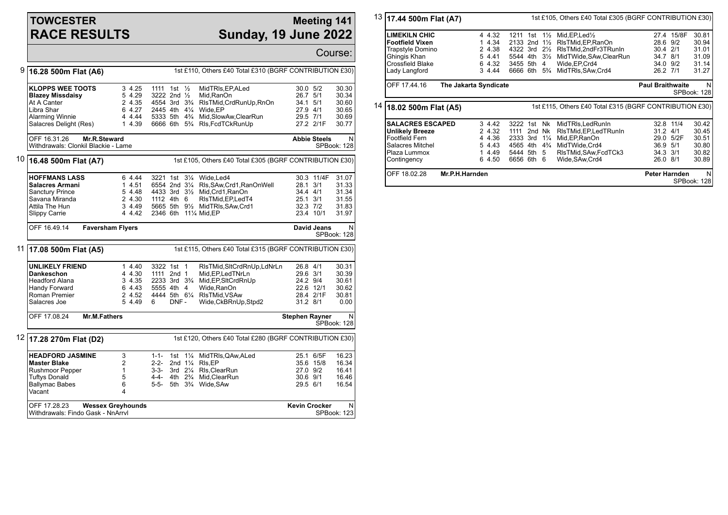# TOWCESTER RACE RESULTS

## Meeting 141 Sunday, 19 June 2022

Course:

### 9 16.28 500m Flat (A6)

1st £110, Others £40 Total £310 (BGRF CONTRIBUTION £30)

| | | | | | | | | | | |
|---|---|---|---|---|---|---|---|---|---|---|
| **KLOPPS WEE TOOTS** | 3 | 4.25 | 1111 | 1st | ½ | MidTRls,EP,ALed | 30.0 | 5/2 | | 30.30 |
| **Blazey Missdaisy** | 5 | 4.29 | 3222 | 2nd | ½ | Mid,RanOn | 26.7 | 5/1 | | 30.34 |
| At A Canter | 2 | 4.35 | 4554 | 3rd | 3¾ | RlsTMid,CrdRunUp,RnOn | 34.1 | 5/1 | | 30.60 |
| Libra Shar | 6 | 4.27 | 2445 | 4th | 4¼ | Wide,EP | 27.9 | 4/1 | | 30.65 |
| Alarming Winnie | 4 | 4.44 | 5333 | 5th | 4¾ | Mid,SlowAw,ClearRun | 29.5 | 7/1 | | 30.69 |
| Salacres Delight (Res) | 1 | 4.39 | 6666 | 6th | 5¾ | Rls,FcdTCkRunUp | 27.2 | 2/1F | | 30.77 |

OFF 16.31.26 **Mr.R.Steward** — Abbie Steels N

Withdrawals: Clonkil Blackie - Lame — SPBook: 128

### 10 16.48 500m Flat (A7)

1st £105, Others £40 Total £305 (BGRF CONTRIBUTION £30)

| | | | | | | | | | | |
|---|---|---|---|---|---|---|---|---|---|---|
| **HOFFMANS LASS** | 6 | 4.44 | 3221 | 1st | 3¼ | Wide,Led4 | 30.3 | 11/4F | | 31.07 |
| **Salacres Armani** | 1 | 4.51 | 6554 | 2nd | 3¼ | Rls,SAw,Crd1,RanOnWell | 28.1 | 3/1 | | 31.33 |
| Sanctury Prince | 5 | 4.48 | 4433 | 3rd | 3½ | Mid,Crd1,RanOn | 34.4 | 4/1 | | 31.34 |
| Savana Miranda | 2 | 4.30 | 1112 | 4th | 6 | RlsTMid,EP,LedT4 | 25.1 | 3/1 | | 31.55 |
| Attila The Hun | 3 | 4.49 | 5665 | 5th | 9½ | MidTRls,SAw,Crd1 | 32.3 | 7/2 | | 31.83 |
| Slippy Carrie | 4 | 4.42 | 2346 | 6th | 11¼ | Mid,EP | 23.4 | 10/1 | | 31.97 |

OFF 16.49.14 **Faversham Flyers** — David Jeans N

SPBook: 128

### 11 17.08 500m Flat (A5)

1st £115, Others £40 Total £315 (BGRF CONTRIBUTION £30)

| | | | | | | | | | | |
|---|---|---|---|---|---|---|---|---|---|---|
| **UNLIKELY FRIEND** | 1 | 4.40 | 3322 | 1st | 1 | RlsTMid,SltCrdRunUp,LdNrLn | 26.8 | 4/1 | | 30.31 |
| **Dankeschon** | 4 | 4.30 | 1111 | 2nd | 1 | Mid,EP,LedTNrLn | 29.6 | 3/1 | | 30.39 |
| Headford Alana | 3 | 4.35 | 2233 | 3rd | 3¾ | Mid,EP,SltCrdRunUp | 24.2 | 9/4 | | 30.61 |
| Handy Forward | 6 | 4.43 | 5555 | 4th | 4 | Wide,RanOn | 22.6 | 12/1 | | 30.62 |
| Roman Premier | 2 | 4.52 | 4444 | 5th | 6¼ | RlsTMid,VSAw | 28.4 | 2/1F | | 30.81 |
| Salacres Joe | 5 | 4.49 | 6 | DNF | - | Wide,CkBRnUp,Stpd2 | 31.2 | 8/1 | | 0.00 |

OFF 17.08.24 **Mr.M.Fathers** — Stephen Rayner N

SPBook: 128

### 12 17.28 270m Flat (D2)

1st £120, Others £40 Total £280 (BGRF CONTRIBUTION £30)

| | | | | | | | | | |
|---|---|---|---|---|---|---|---|---|---|
| **HEADFORD JASMINE** | 3 | 1-1- | 1st | 1¼ | MidTRls,QAw,ALed | 25.1 | 6/5F | | 16.23 |
| **Master Blake** | 2 | 2-2- | 2nd | 1¼ | Rls,EP | 35.6 | 15/8 | | 16.34 |
| Rushmoor Pepper | 1 | 3-3- | 3rd | 2¼ | Rls,ClearRun | 27.0 | 9/2 | | 16.41 |
| Tuftys Donald | 5 | 4-4- | 4th | 2¾ | Mid,ClearRun | 30.6 | 9/1 | | 16.46 |
| Ballymac Babes | 6 | 5-5- | 5th | 3¾ | Wide,SAw | 29.5 | 6/1 | | 16.54 |
| Vacant | 4 | | | | | | | | |

OFF 17.28.23 **Wessex Greyhounds** — Kevin Crocker N

Withdrawals: Findo Gask - NnArrvl — SPBook: 123

### 13 17.44 500m Flat (A7)

1st £105, Others £40 Total £305 (BGRF CONTRIBUTION £30)

| | | | | | | | | | | |
|---|---|---|---|---|---|---|---|---|---|---|
| **LIMEKILN CHIC** | 4 | 4.32 | 1211 | 1st | 1½ | Mid,EP,Led½ | 27.4 | 15/8F | | 30.81 |
| **Footfield Vixen** | 1 | 4.34 | 2133 | 2nd | 1½ | RlsTMid,EP,RanOn | 28.6 | 9/2 | | 30.94 |
| Trapstyle Domino | 2 | 4.38 | 4322 | 3rd | 2½ | RlsTMid,2ndFr3TRunIn | 30.4 | 2/1 | | 31.01 |
| Ghingis Khan | 5 | 4.41 | 5544 | 4th | 3½ | MidTWide,SAw,ClearRun | 34.7 | 8/1 | | 31.09 |
| Crossfield Blake | 6 | 4.32 | 3455 | 5th | 4 | Wide,EP,Crd4 | 34.0 | 9/2 | | 31.14 |
| Lady Langford | 3 | 4.44 | 6666 | 6th | 5¾ | MidTRls,SAw,Crd4 | 26.2 | 7/1 | | 31.27 |

OFF 17.44.16 **The Jakarta Syndicate** — Paul Braithwaite N

SPBook: 128

### 14 18.02 500m Flat (A5)

1st £115, Others £40 Total £315 (BGRF CONTRIBUTION £30)

| | | | | | | | | | | |
|---|---|---|---|---|---|---|---|---|---|---|
| **SALACRES ESCAPED** | 3 | 4.42 | 3222 | 1st | Nk | MidTRls,LedRunIn | 32.8 | 11/4 | | 30.42 |
| **Unlikely Breeze** | 2 | 4.32 | 1111 | 2nd | Nk | RlsTMid,EP,LedTRunIn | 31.2 | 4/1 | | 30.45 |
| Footfield Fern | 4 | 4.36 | 2333 | 3rd | 1¼ | Mid,EP,RanOn | 29.0 | 5/2F | | 30.51 |
| Salacres Mitchel | 5 | 4.43 | 4565 | 4th | 4¾ | MidTWide,Crd4 | 36.9 | 5/1 | | 30.80 |
| Plaza Lummox | 1 | 4.49 | 5444 | 5th | 5 | RlsTMid,SAw,FcdTCk3 | 34.3 | 3/1 | | 30.82 |
| Contingency | 6 | 4.50 | 6656 | 6th | 6 | Wide,SAw,Crd4 | 26.0 | 8/1 | | 30.89 |

OFF 18.02.28 **Mr.P.H.Harnden** — Peter Harnden N

SPBook: 128